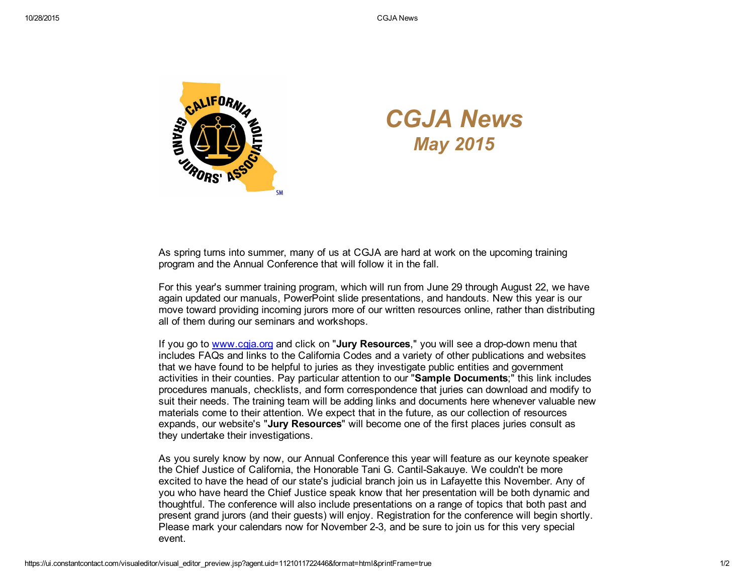# *CGJA News*

## *May 2015*

As spring turns into summer, many of us at CGJA are hard at work on the upcoming training program and the Annual Conference that will follow it in the fall.

For this year's summer training program, which will run from June 29 through August 22, we have again updated our manuals, PowerPoint slide presentations, and handouts. New this year is our move toward providing incoming jurors more of our written resources online, rather than distributing all of them during our seminars and workshops.

If you go to [www.cgja.org](http://www.cgja.org) and click on "**Jury Resources**," you will see a drop-down menu that includes FAQs and links to the California Codes and a variety of other publications and websites that we have found to be helpful to juries as they investigate public entities and government activities in their counties. Pay particular attention to our "**Sample Documents**;" this link includes procedures manuals, checklists, and form correspondence that juries can download and modify to suit their needs. The training team will be adding links and documents here whenever valuable new materials come to their attention. We expect that in the future, as our collection of resources expands, our website's "**Jury Resources**" will become one of the first places juries consult as they undertake their investigations.

As you surely know by now, our Annual Conference this year will feature as our keynote speaker the Chief Justice of California, the Honorable Tani G. Cantil-Sakauye. We couldn't be more excited to have the head of our state's judicial branch join us in Lafayette this November. Any of you who have heard the Chief Justice speak know that her presentation will be both dynamic and thoughtful. The conference will also include presentations on a range of topics that both past and present grand jurors (and their guests) will enjoy. Registration for the conference will begin shortly. Please mark your calendars now for November 2-3, and be sure to join us for this very special event.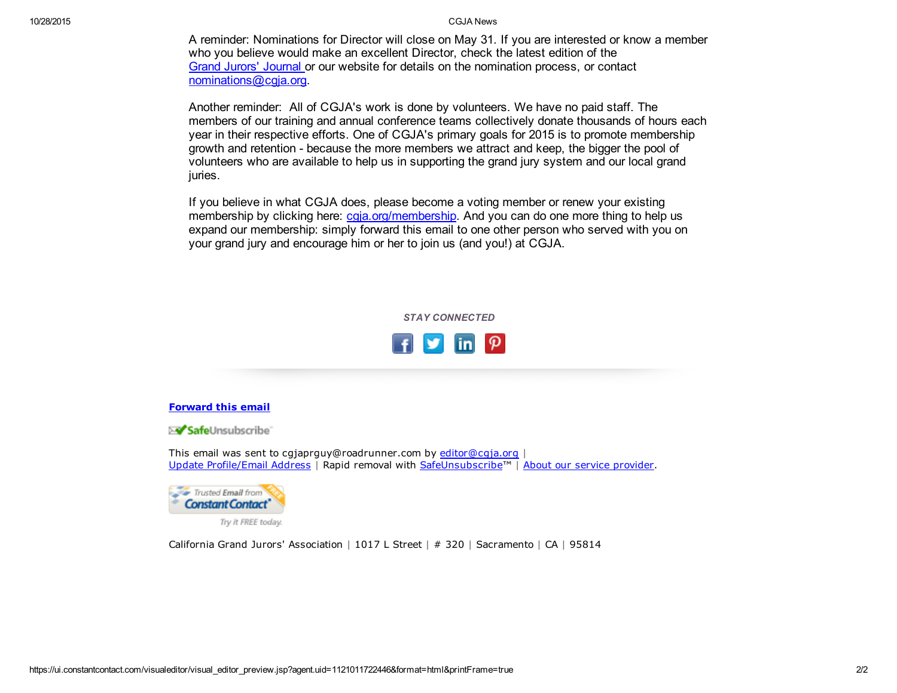A reminder: Nominations for Director will close on May 31. If you are interested or know a member who you believe would make an excellent Director, check the latest edition of the Grand Jurors' Journal or our website for details on the nomination process, or contact nominations@cgja.org.

Another reminder: All of CGJA's work is done by volunteers. We have no paid staff. The members of our training and annual conference teams collectively donate thousands of hours each year in their respective efforts. One of CGJA's primary goals for 2015 is to promote membership growth and retention - because the more members we attract and keep, the bigger the pool of volunteers who are available to help us in supporting the grand jury system and our local grand juries.

If you believe in what CGJA does, please become a voting member or renew your existing membership by clicking here: cgja.org/membership. And you can do one more thing to help us expand our membership: simply forward this email to one other person who served with you on your grand jury and encourage him or her to join us (and you!) at CGJA.

*STAY CONNECTED*

**Forward this email**

SafeUnsubscribe

This email was sent to cgjaprguy@roadrunner.com by editor@cgja.org | Update Profile/Email Address | Rapid removal with SafeUnsubscribe™ | About our service provider.

Trusted Email from Constant Contact — Try it FREE today.

California Grand Jurors' Association | 1017 L Street | # 320 | Sacramento | CA | 95814